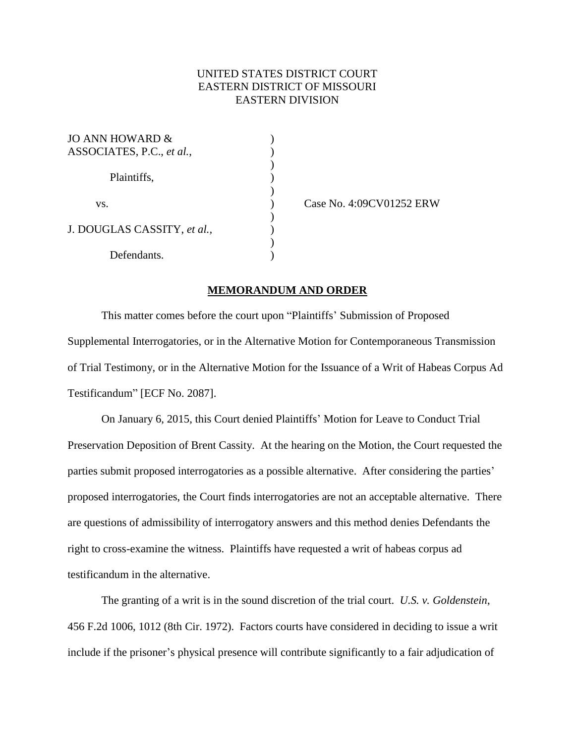UNITED STATES DISTRICT COURT
EASTERN DISTRICT OF MISSOURI
EASTERN DIVISION

| | | |
|---|---|---|
| JO ANN HOWARD & ASSOCIATES, P.C., *et al.*, | ) | |
| Plaintiffs, | ) | |
| vs. | ) | Case No. 4:09CV01252 ERW |
| J. DOUGLAS CASSITY, *et al.*, | ) | |
| Defendants. | ) | |

**MEMORANDUM AND ORDER**

This matter comes before the court upon "Plaintiffs' Submission of Proposed Supplemental Interrogatories, or in the Alternative Motion for Contemporaneous Transmission of Trial Testimony, or in the Alternative Motion for the Issuance of a Writ of Habeas Corpus Ad Testificandum" [ECF No. 2087].

On January 6, 2015, this Court denied Plaintiffs' Motion for Leave to Conduct Trial Preservation Deposition of Brent Cassity. At the hearing on the Motion, the Court requested the parties submit proposed interrogatories as a possible alternative. After considering the parties' proposed interrogatories, the Court finds interrogatories are not an acceptable alternative. There are questions of admissibility of interrogatory answers and this method denies Defendants the right to cross-examine the witness. Plaintiffs have requested a writ of habeas corpus ad testificandum in the alternative.

The granting of a writ is in the sound discretion of the trial court. *U.S. v. Goldenstein*, 456 F.2d 1006, 1012 (8th Cir. 1972). Factors courts have considered in deciding to issue a writ include if the prisoner's physical presence will contribute significantly to a fair adjudication of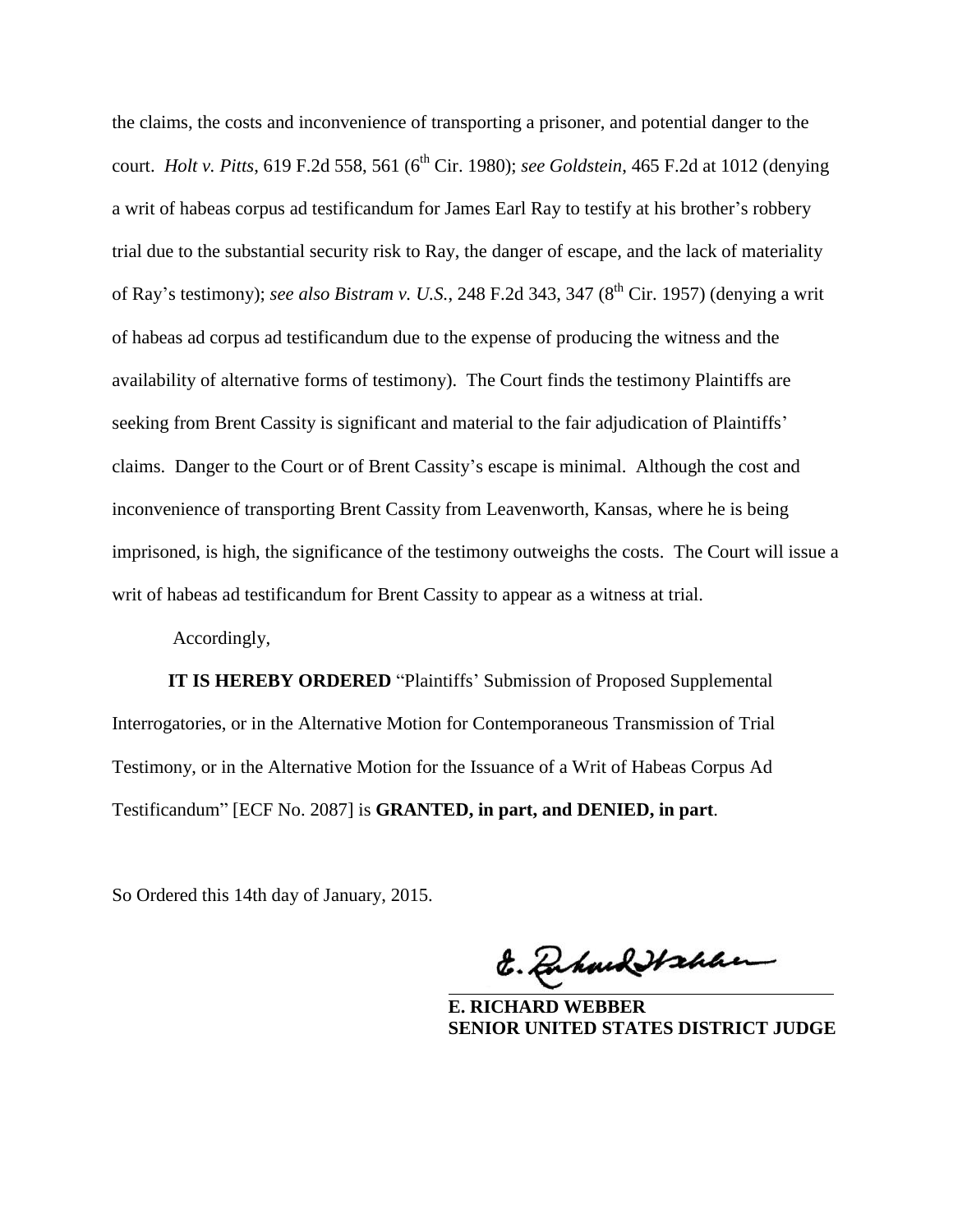the claims, the costs and inconvenience of transporting a prisoner, and potential danger to the court. *Holt v. Pitts*, 619 F.2d 558, 561 (6th Cir. 1980); *see Goldstein*, 465 F.2d at 1012 (denying a writ of habeas corpus ad testificandum for James Earl Ray to testify at his brother's robbery trial due to the substantial security risk to Ray, the danger of escape, and the lack of materiality of Ray's testimony); *see also Bistram v. U.S.*, 248 F.2d 343, 347 (8th Cir. 1957) (denying a writ of habeas ad corpus ad testificandum due to the expense of producing the witness and the availability of alternative forms of testimony). The Court finds the testimony Plaintiffs are seeking from Brent Cassity is significant and material to the fair adjudication of Plaintiffs' claims. Danger to the Court or of Brent Cassity's escape is minimal. Although the cost and inconvenience of transporting Brent Cassity from Leavenworth, Kansas, where he is being imprisoned, is high, the significance of the testimony outweighs the costs. The Court will issue a writ of habeas ad testificandum for Brent Cassity to appear as a witness at trial.

Accordingly,

**IT IS HEREBY ORDERED** "Plaintiffs' Submission of Proposed Supplemental Interrogatories, or in the Alternative Motion for Contemporaneous Transmission of Trial Testimony, or in the Alternative Motion for the Issuance of a Writ of Habeas Corpus Ad Testificandum" [ECF No. 2087] is **GRANTED, in part, and DENIED, in part**.

So Ordered this 14th day of January, 2015.

**E. RICHARD WEBBER**
**SENIOR UNITED STATES DISTRICT JUDGE**